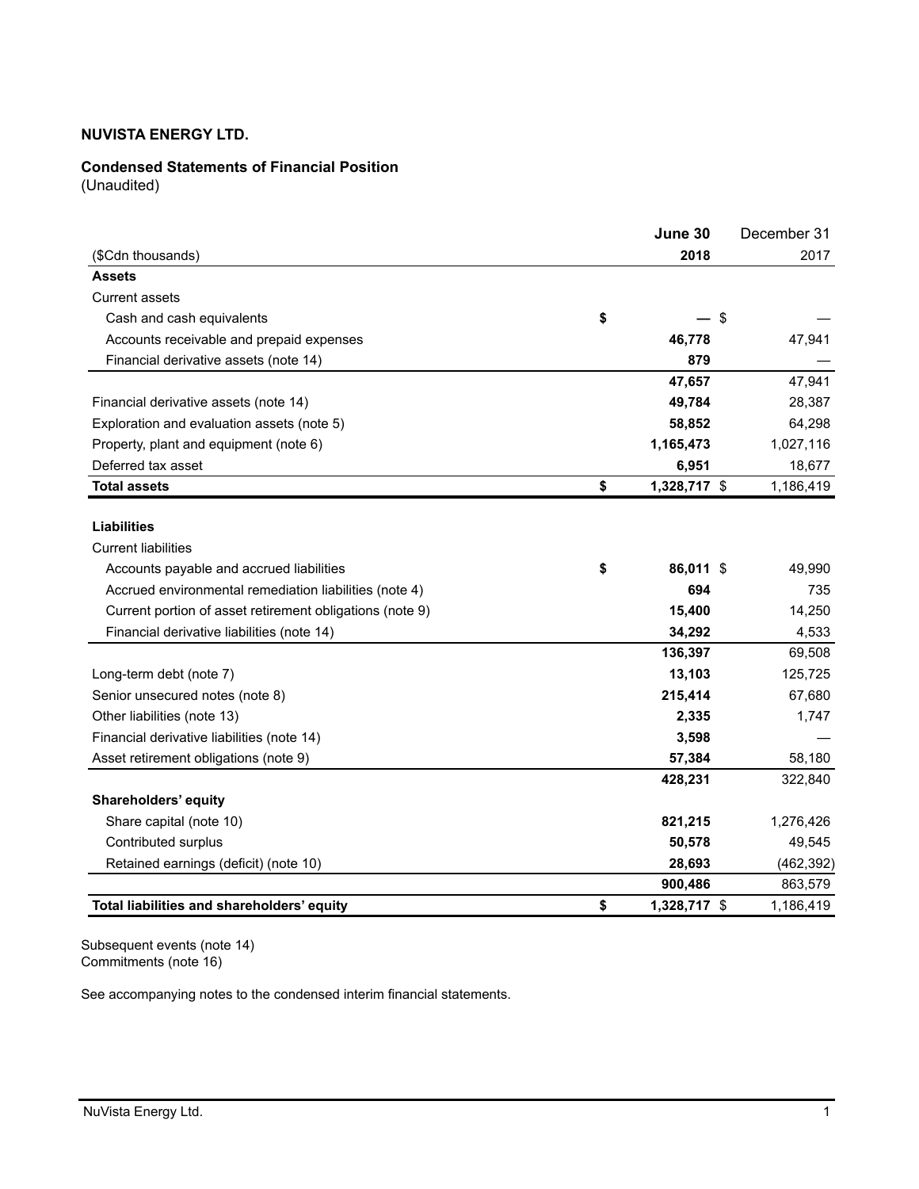**NUVISTA ENERGY LTD.**

**Condensed Statements of Financial Position**
(Unaudited)

| ($Cdn thousands) | June 30 2018 | December 31 2017 |
|---|---|---|
| **Assets** | | |
| Current assets | | |
| Cash and cash equivalents | **$ —** | $ — |
| Accounts receivable and prepaid expenses | **46,778** | 47,941 |
| Financial derivative assets (note 14) | **879** | — |
| | **47,657** | 47,941 |
| Financial derivative assets (note 14) | **49,784** | 28,387 |
| Exploration and evaluation assets (note 5) | **58,852** | 64,298 |
| Property, plant and equipment (note 6) | **1,165,473** | 1,027,116 |
| Deferred tax asset | **6,951** | 18,677 |
| **Total assets** | **$ 1,328,717** | $ 1,186,419 |
| | | |
| **Liabilities** | | |
| Current liabilities | | |
| Accounts payable and accrued liabilities | **$ 86,011** | $ 49,990 |
| Accrued environmental remediation liabilities (note 4) | **694** | 735 |
| Current portion of asset retirement obligations (note 9) | **15,400** | 14,250 |
| Financial derivative liabilities (note 14) | **34,292** | 4,533 |
| | **136,397** | 69,508 |
| Long-term debt (note 7) | **13,103** | 125,725 |
| Senior unsecured notes (note 8) | **215,414** | 67,680 |
| Other liabilities (note 13) | **2,335** | 1,747 |
| Financial derivative liabilities (note 14) | **3,598** | — |
| Asset retirement obligations (note 9) | **57,384** | 58,180 |
| | **428,231** | 322,840 |
| **Shareholders' equity** | | |
| Share capital (note 10) | **821,215** | 1,276,426 |
| Contributed surplus | **50,578** | 49,545 |
| Retained earnings (deficit) (note 10) | **28,693** | (462,392) |
| | **900,486** | 863,579 |
| **Total liabilities and shareholders' equity** | **$ 1,328,717** | $ 1,186,419 |

Subsequent events (note 14)
Commitments (note 16)

See accompanying notes to the condensed interim financial statements.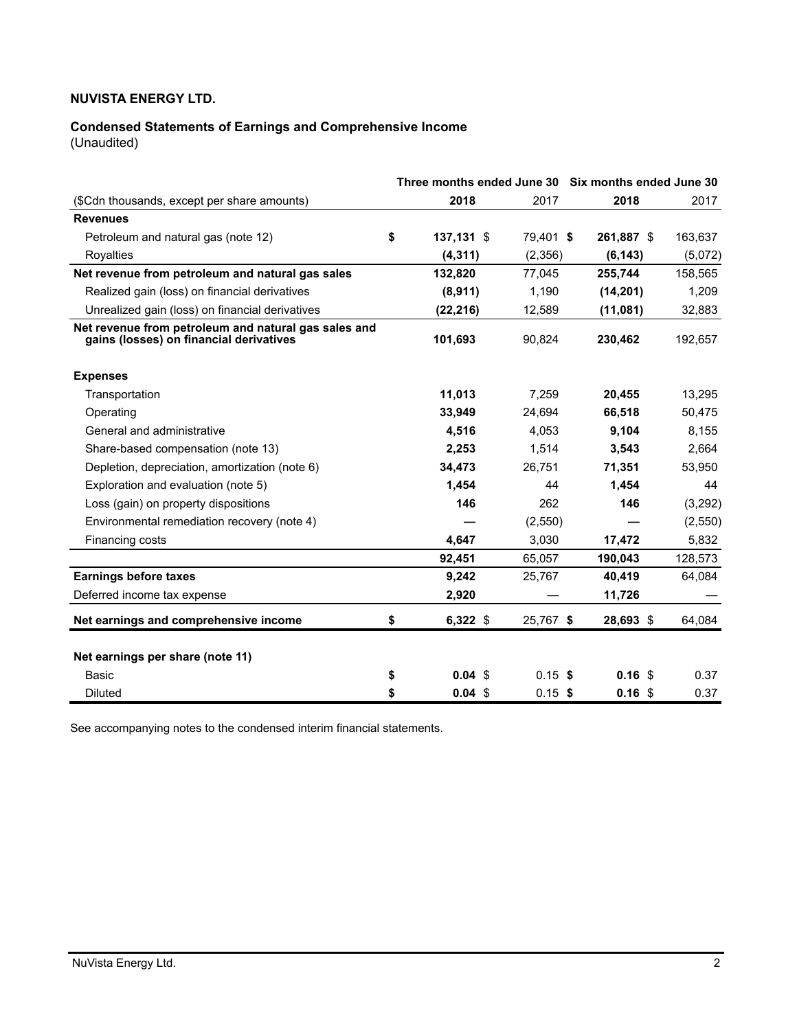**NUVISTA ENERGY LTD.**

**Condensed Statements of Earnings and Comprehensive Income**
(Unaudited)

| ($Cdn thousands, except per share amounts) | Three months ended June 30 2018 | Three months ended June 30 2017 | Six months ended June 30 2018 | Six months ended June 30 2017 |
|---|---|---|---|---|
| **Revenues** | | | | |
| Petroleum and natural gas (note 12) | **$ 137,131** | $ 79,401 | **$ 261,887** | $ 163,637 |
| Royalties | **(4,311)** | (2,356) | **(6,143)** | (5,072) |
| **Net revenue from petroleum and natural gas sales** | **132,820** | 77,045 | **255,744** | 158,565 |
| Realized gain (loss) on financial derivatives | **(8,911)** | 1,190 | **(14,201)** | 1,209 |
| Unrealized gain (loss) on financial derivatives | **(22,216)** | 12,589 | **(11,081)** | 32,883 |
| **Net revenue from petroleum and natural gas sales and gains (losses) on financial derivatives** | **101,693** | 90,824 | **230,462** | 192,657 |
| **Expenses** | | | | |
| Transportation | **11,013** | 7,259 | **20,455** | 13,295 |
| Operating | **33,949** | 24,694 | **66,518** | 50,475 |
| General and administrative | **4,516** | 4,053 | **9,104** | 8,155 |
| Share-based compensation (note 13) | **2,253** | 1,514 | **3,543** | 2,664 |
| Depletion, depreciation, amortization (note 6) | **34,473** | 26,751 | **71,351** | 53,950 |
| Exploration and evaluation (note 5) | **1,454** | 44 | **1,454** | 44 |
| Loss (gain) on property dispositions | **146** | 262 | **146** | (3,292) |
| Environmental remediation recovery (note 4) | **—** | (2,550) | **—** | (2,550) |
| Financing costs | **4,647** | 3,030 | **17,472** | 5,832 |
| | **92,451** | 65,057 | **190,043** | 128,573 |
| **Earnings before taxes** | **9,242** | 25,767 | **40,419** | 64,084 |
| Deferred income tax expense | **2,920** | — | **11,726** | — |
| **Net earnings and comprehensive income** | **$ 6,322** | $ 25,767 | **$ 28,693** | $ 64,084 |
| **Net earnings per share (note 11)** | | | | |
| Basic | **$ 0.04** | $ 0.15 | **$ 0.16** | $ 0.37 |
| Diluted | **$ 0.04** | $ 0.15 | **$ 0.16** | $ 0.37 |

See accompanying notes to the condensed interim financial statements.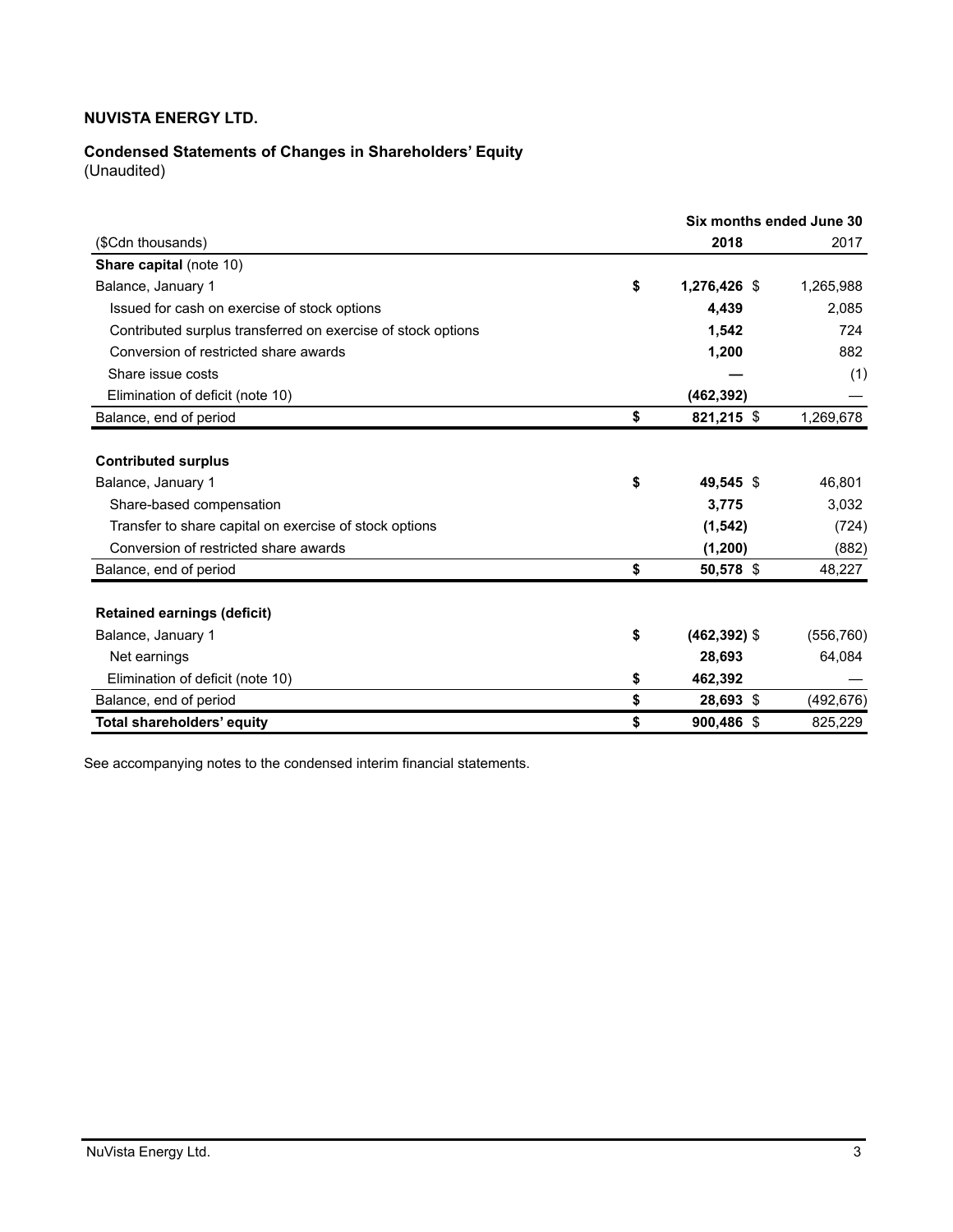**NUVISTA ENERGY LTD.**

**Condensed Statements of Changes in Shareholders' Equity**
(Unaudited)

| | Six months ended June 30 | |
|---|---|---|
| ($Cdn thousands) | **2018** | 2017 |
| **Share capital** (note 10) | | |
| Balance, January 1 | **$ 1,276,426** | $ 1,265,988 |
| Issued for cash on exercise of stock options | **4,439** | 2,085 |
| Contributed surplus transferred on exercise of stock options | **1,542** | 724 |
| Conversion of restricted share awards | **1,200** | 882 |
| Share issue costs | **—** | (1) |
| Elimination of deficit (note 10) | **(462,392)** | — |
| Balance, end of period | **$ 821,215** | $ 1,269,678 |
| | | |
| **Contributed surplus** | | |
| Balance, January 1 | **$ 49,545** | $ 46,801 |
| Share-based compensation | **3,775** | 3,032 |
| Transfer to share capital on exercise of stock options | **(1,542)** | (724) |
| Conversion of restricted share awards | **(1,200)** | (882) |
| Balance, end of period | **$ 50,578** | $ 48,227 |
| | | |
| **Retained earnings (deficit)** | | |
| Balance, January 1 | **$ (462,392)** | $ (556,760) |
| Net earnings | **28,693** | 64,084 |
| Elimination of deficit (note 10) | **$ 462,392** | — |
| Balance, end of period | **$ 28,693** | $ (492,676) |
| **Total shareholders' equity** | **$ 900,486** | $ 825,229 |

See accompanying notes to the condensed interim financial statements.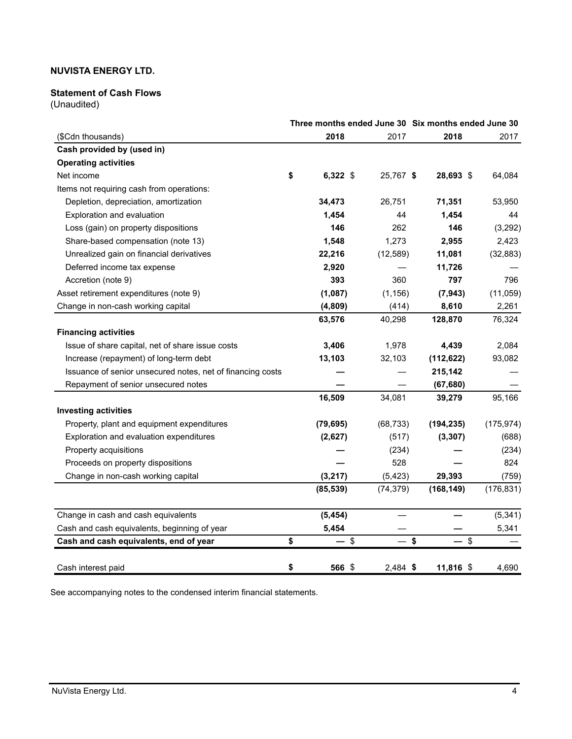**NUVISTA ENERGY LTD.**

**Statement of Cash Flows**
(Unaudited)

| ($Cdn thousands) | Three months ended June 30 2018 | Three months ended June 30 2017 | Six months ended June 30 2018 | Six months ended June 30 2017 |
|---|---|---|---|---|
| **Cash provided by (used in)** | | | | |
| **Operating activities** | | | | |
| Net income | **$ 6,322** | $ 25,767 | **$ 28,693** | $ 64,084 |
| Items not requiring cash from operations: | | | | |
| Depletion, depreciation, amortization | **34,473** | 26,751 | **71,351** | 53,950 |
| Exploration and evaluation | **1,454** | 44 | **1,454** | 44 |
| Loss (gain) on property dispositions | **146** | 262 | **146** | (3,292) |
| Share-based compensation (note 13) | **1,548** | 1,273 | **2,955** | 2,423 |
| Unrealized gain on financial derivatives | **22,216** | (12,589) | **11,081** | (32,883) |
| Deferred income tax expense | **2,920** | — | **11,726** | — |
| Accretion (note 9) | **393** | 360 | **797** | 796 |
| Asset retirement expenditures (note 9) | **(1,087)** | (1,156) | **(7,943)** | (11,059) |
| Change in non-cash working capital | **(4,809)** | (414) | **8,610** | 2,261 |
| | **63,576** | 40,298 | **128,870** | 76,324 |
| **Financing activities** | | | | |
| Issue of share capital, net of share issue costs | **3,406** | 1,978 | **4,439** | 2,084 |
| Increase (repayment) of long-term debt | **13,103** | 32,103 | **(112,622)** | 93,082 |
| Issuance of senior unsecured notes, net of financing costs | **—** | — | **215,142** | — |
| Repayment of senior unsecured notes | **—** | — | **(67,680)** | — |
| | **16,509** | 34,081 | **39,279** | 95,166 |
| **Investing activities** | | | | |
| Property, plant and equipment expenditures | **(79,695)** | (68,733) | **(194,235)** | (175,974) |
| Exploration and evaluation expenditures | **(2,627)** | (517) | **(3,307)** | (688) |
| Property acquisitions | **—** | (234) | **—** | (234) |
| Proceeds on property dispositions | **—** | 528 | **—** | 824 |
| Change in non-cash working capital | **(3,217)** | (5,423) | **29,393** | (759) |
| | **(85,539)** | (74,379) | **(168,149)** | (176,831) |
| Change in cash and cash equivalents | **(5,454)** | — | **—** | (5,341) |
| Cash and cash equivalents, beginning of year | **5,454** | — | **—** | 5,341 |
| **Cash and cash equivalents, end of year** | **$ —** | $ — | **$ —** | $ — |
| Cash interest paid | **$ 566** | $ 2,484 | **$ 11,816** | $ 4,690 |

See accompanying notes to the condensed interim financial statements.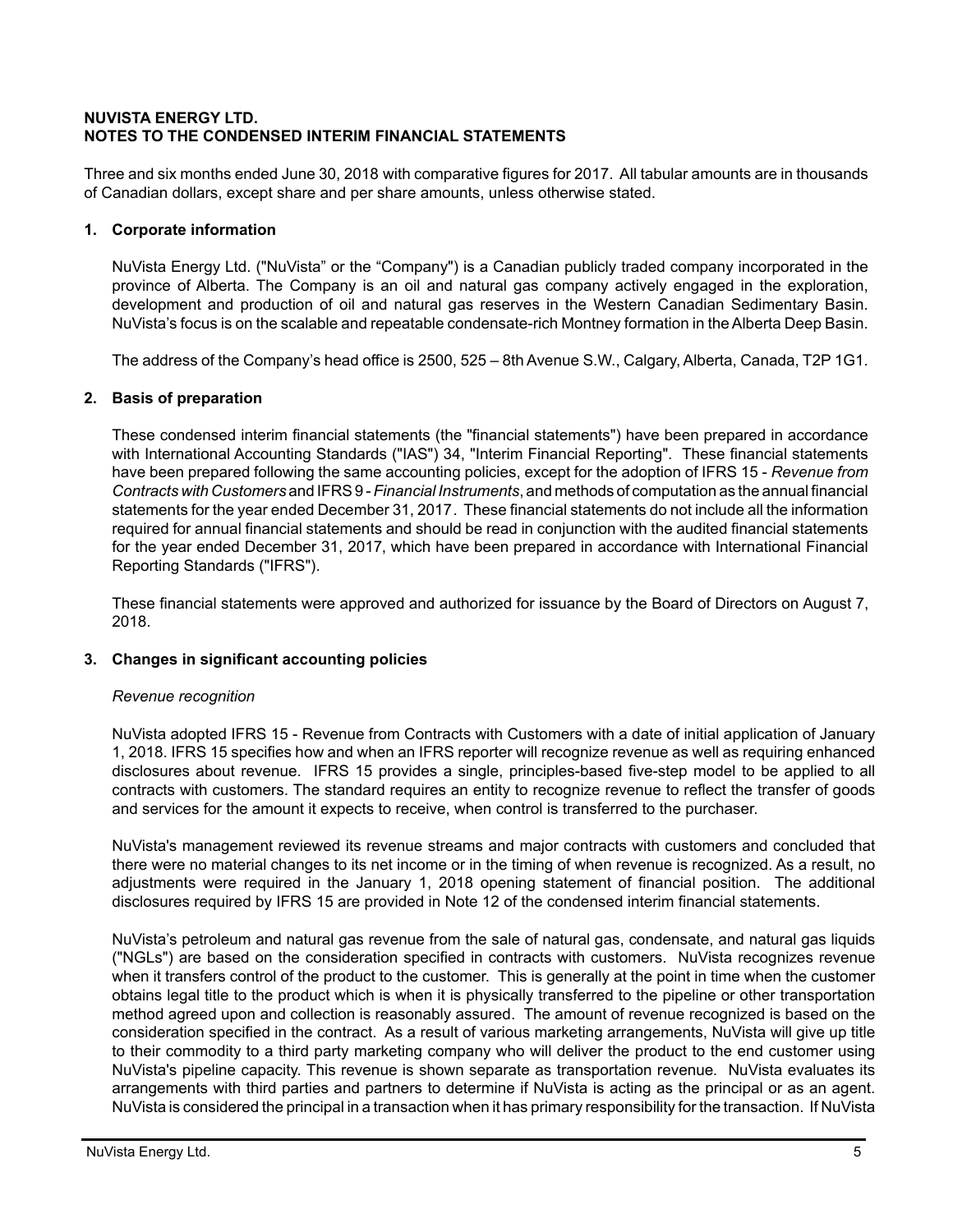**NUVISTA ENERGY LTD.**
**NOTES TO THE CONDENSED INTERIM FINANCIAL STATEMENTS**

Three and six months ended June 30, 2018 with comparative figures for 2017. All tabular amounts are in thousands of Canadian dollars, except share and per share amounts, unless otherwise stated.

## 1. Corporate information

NuVista Energy Ltd. ("NuVista" or the "Company") is a Canadian publicly traded company incorporated in the province of Alberta. The Company is an oil and natural gas company actively engaged in the exploration, development and production of oil and natural gas reserves in the Western Canadian Sedimentary Basin. NuVista's focus is on the scalable and repeatable condensate-rich Montney formation in the Alberta Deep Basin.

The address of the Company's head office is 2500, 525 – 8th Avenue S.W., Calgary, Alberta, Canada, T2P 1G1.

## 2. Basis of preparation

These condensed interim financial statements (the "financial statements") have been prepared in accordance with International Accounting Standards ("IAS") 34, "Interim Financial Reporting". These financial statements have been prepared following the same accounting policies, except for the adoption of IFRS 15 - *Revenue from Contracts with Customers* and IFRS 9 - *Financial Instruments*, and methods of computation as the annual financial statements for the year ended December 31, 2017. These financial statements do not include all the information required for annual financial statements and should be read in conjunction with the audited financial statements for the year ended December 31, 2017, which have been prepared in accordance with International Financial Reporting Standards ("IFRS").

These financial statements were approved and authorized for issuance by the Board of Directors on August 7, 2018.

## 3. Changes in significant accounting policies

*Revenue recognition*

NuVista adopted IFRS 15 - Revenue from Contracts with Customers with a date of initial application of January 1, 2018. IFRS 15 specifies how and when an IFRS reporter will recognize revenue as well as requiring enhanced disclosures about revenue. IFRS 15 provides a single, principles-based five-step model to be applied to all contracts with customers. The standard requires an entity to recognize revenue to reflect the transfer of goods and services for the amount it expects to receive, when control is transferred to the purchaser.

NuVista's management reviewed its revenue streams and major contracts with customers and concluded that there were no material changes to its net income or in the timing of when revenue is recognized. As a result, no adjustments were required in the January 1, 2018 opening statement of financial position. The additional disclosures required by IFRS 15 are provided in Note 12 of the condensed interim financial statements.

NuVista's petroleum and natural gas revenue from the sale of natural gas, condensate, and natural gas liquids ("NGLs") are based on the consideration specified in contracts with customers. NuVista recognizes revenue when it transfers control of the product to the customer. This is generally at the point in time when the customer obtains legal title to the product which is when it is physically transferred to the pipeline or other transportation method agreed upon and collection is reasonably assured. The amount of revenue recognized is based on the consideration specified in the contract. As a result of various marketing arrangements, NuVista will give up title to their commodity to a third party marketing company who will deliver the product to the end customer using NuVista's pipeline capacity. This revenue is shown separate as transportation revenue. NuVista evaluates its arrangements with third parties and partners to determine if NuVista is acting as the principal or as an agent. NuVista is considered the principal in a transaction when it has primary responsibility for the transaction. If NuVista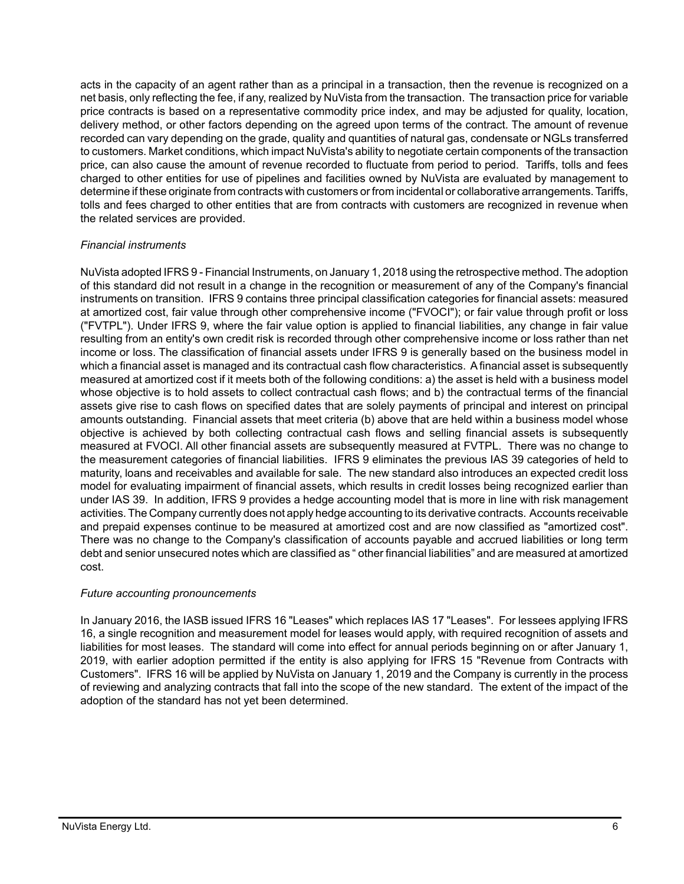acts in the capacity of an agent rather than as a principal in a transaction, then the revenue is recognized on a net basis, only reflecting the fee, if any, realized by NuVista from the transaction. The transaction price for variable price contracts is based on a representative commodity price index, and may be adjusted for quality, location, delivery method, or other factors depending on the agreed upon terms of the contract. The amount of revenue recorded can vary depending on the grade, quality and quantities of natural gas, condensate or NGLs transferred to customers. Market conditions, which impact NuVista's ability to negotiate certain components of the transaction price, can also cause the amount of revenue recorded to fluctuate from period to period. Tariffs, tolls and fees charged to other entities for use of pipelines and facilities owned by NuVista are evaluated by management to determine if these originate from contracts with customers or from incidental or collaborative arrangements. Tariffs, tolls and fees charged to other entities that are from contracts with customers are recognized in revenue when the related services are provided.

*Financial instruments*

NuVista adopted IFRS 9 - Financial Instruments, on January 1, 2018 using the retrospective method. The adoption of this standard did not result in a change in the recognition or measurement of any of the Company's financial instruments on transition. IFRS 9 contains three principal classification categories for financial assets: measured at amortized cost, fair value through other comprehensive income ("FVOCI"); or fair value through profit or loss ("FVTPL"). Under IFRS 9, where the fair value option is applied to financial liabilities, any change in fair value resulting from an entity's own credit risk is recorded through other comprehensive income or loss rather than net income or loss. The classification of financial assets under IFRS 9 is generally based on the business model in which a financial asset is managed and its contractual cash flow characteristics. A financial asset is subsequently measured at amortized cost if it meets both of the following conditions: a) the asset is held with a business model whose objective is to hold assets to collect contractual cash flows; and b) the contractual terms of the financial assets give rise to cash flows on specified dates that are solely payments of principal and interest on principal amounts outstanding. Financial assets that meet criteria (b) above that are held within a business model whose objective is achieved by both collecting contractual cash flows and selling financial assets is subsequently measured at FVOCI. All other financial assets are subsequently measured at FVTPL. There was no change to the measurement categories of financial liabilities. IFRS 9 eliminates the previous IAS 39 categories of held to maturity, loans and receivables and available for sale. The new standard also introduces an expected credit loss model for evaluating impairment of financial assets, which results in credit losses being recognized earlier than under IAS 39. In addition, IFRS 9 provides a hedge accounting model that is more in line with risk management activities. The Company currently does not apply hedge accounting to its derivative contracts. Accounts receivable and prepaid expenses continue to be measured at amortized cost and are now classified as "amortized cost". There was no change to the Company's classification of accounts payable and accrued liabilities or long term debt and senior unsecured notes which are classified as " other financial liabilities" and are measured at amortized cost.

*Future accounting pronouncements*

In January 2016, the IASB issued IFRS 16 "Leases" which replaces IAS 17 "Leases". For lessees applying IFRS 16, a single recognition and measurement model for leases would apply, with required recognition of assets and liabilities for most leases. The standard will come into effect for annual periods beginning on or after January 1, 2019, with earlier adoption permitted if the entity is also applying for IFRS 15 "Revenue from Contracts with Customers". IFRS 16 will be applied by NuVista on January 1, 2019 and the Company is currently in the process of reviewing and analyzing contracts that fall into the scope of the new standard. The extent of the impact of the adoption of the standard has not yet been determined.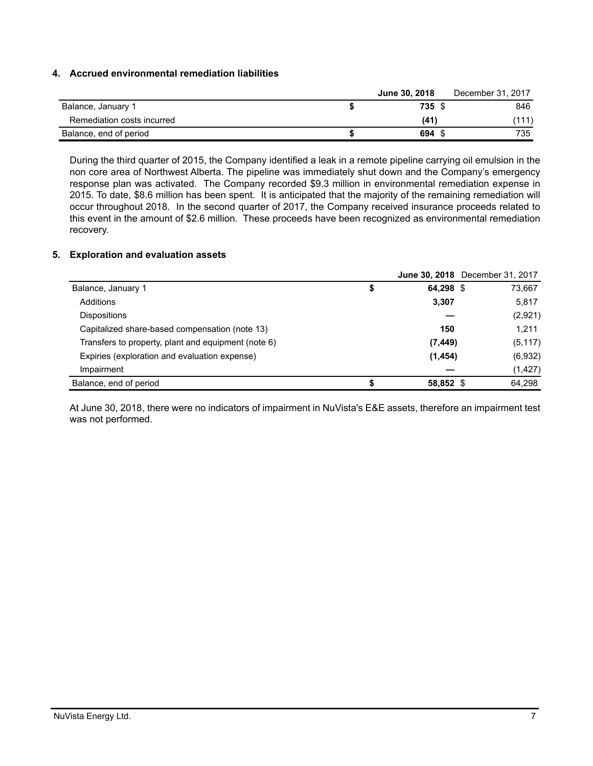## 4. Accrued environmental remediation liabilities

| | June 30, 2018 | December 31, 2017 |
|---|---|---|
| Balance, January 1 | $ 735 | $ 846 |
| Remediation costs incurred | (41) | (111) |
| Balance, end of period | $ 694 | $ 735 |

During the third quarter of 2015, the Company identified a leak in a remote pipeline carrying oil emulsion in the non core area of Northwest Alberta. The pipeline was immediately shut down and the Company's emergency response plan was activated. The Company recorded $9.3 million in environmental remediation expense in 2015. To date, $8.6 million has been spent. It is anticipated that the majority of the remaining remediation will occur throughout 2018. In the second quarter of 2017, the Company received insurance proceeds related to this event in the amount of $2.6 million. These proceeds have been recognized as environmental remediation recovery.

## 5. Exploration and evaluation assets

| | June 30, 2018 | December 31, 2017 |
|---|---|---|
| Balance, January 1 | $ 64,298 | $ 73,667 |
| Additions | 3,307 | 5,817 |
| Dispositions | — | (2,921) |
| Capitalized share-based compensation (note 13) | 150 | 1,211 |
| Transfers to property, plant and equipment (note 6) | (7,449) | (5,117) |
| Expiries (exploration and evaluation expense) | (1,454) | (6,932) |
| Impairment | — | (1,427) |
| Balance, end of period | $ 58,852 | $ 64,298 |

At June 30, 2018, there were no indicators of impairment in NuVista's E&E assets, therefore an impairment test was not performed.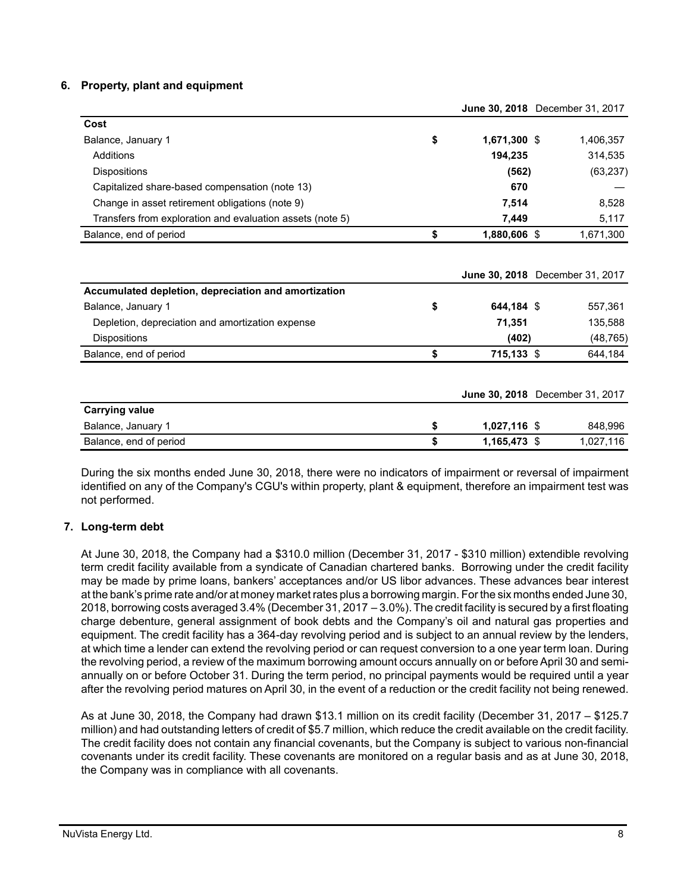## 6. Property, plant and equipment

| | | June 30, 2018 | December 31, 2017 |
|---|---|---|---|
| **Cost** | | | |
| Balance, January 1 | $ | **1,671,300** | $ 1,406,357 |
| Additions | | **194,235** | 314,535 |
| Dispositions | | **(562)** | (63,237) |
| Capitalized share-based compensation (note 13) | | **670** | — |
| Change in asset retirement obligations (note 9) | | **7,514** | 8,528 |
| Transfers from exploration and evaluation assets (note 5) | | **7,449** | 5,117 |
| Balance, end of period | $ | **1,880,606** | $ 1,671,300 |

| | | June 30, 2018 | December 31, 2017 |
|---|---|---|---|
| **Accumulated depletion, depreciation and amortization** | | | |
| Balance, January 1 | $ | **644,184** | $ 557,361 |
| Depletion, depreciation and amortization expense | | **71,351** | 135,588 |
| Dispositions | | **(402)** | (48,765) |
| Balance, end of period | $ | **715,133** | $ 644,184 |

| | | June 30, 2018 | December 31, 2017 |
|---|---|---|---|
| **Carrying value** | | | |
| Balance, January 1 | $ | **1,027,116** | $ 848,996 |
| Balance, end of period | $ | **1,165,473** | $ 1,027,116 |

During the six months ended June 30, 2018, there were no indicators of impairment or reversal of impairment identified on any of the Company's CGU's within property, plant & equipment, therefore an impairment test was not performed.

## 7. Long-term debt

At June 30, 2018, the Company had a $310.0 million (December 31, 2017 - $310 million) extendible revolving term credit facility available from a syndicate of Canadian chartered banks. Borrowing under the credit facility may be made by prime loans, bankers' acceptances and/or US libor advances. These advances bear interest at the bank's prime rate and/or at money market rates plus a borrowing margin. For the six months ended June 30, 2018, borrowing costs averaged 3.4% (December 31, 2017 – 3.0%). The credit facility is secured by a first floating charge debenture, general assignment of book debts and the Company's oil and natural gas properties and equipment. The credit facility has a 364-day revolving period and is subject to an annual review by the lenders, at which time a lender can extend the revolving period or can request conversion to a one year term loan. During the revolving period, a review of the maximum borrowing amount occurs annually on or before April 30 and semi-annually on or before October 31. During the term period, no principal payments would be required until a year after the revolving period matures on April 30, in the event of a reduction or the credit facility not being renewed.

As at June 30, 2018, the Company had drawn $13.1 million on its credit facility (December 31, 2017 – $125.7 million) and had outstanding letters of credit of $5.7 million, which reduce the credit available on the credit facility. The credit facility does not contain any financial covenants, but the Company is subject to various non-financial covenants under its credit facility. These covenants are monitored on a regular basis and as at June 30, 2018, the Company was in compliance with all covenants.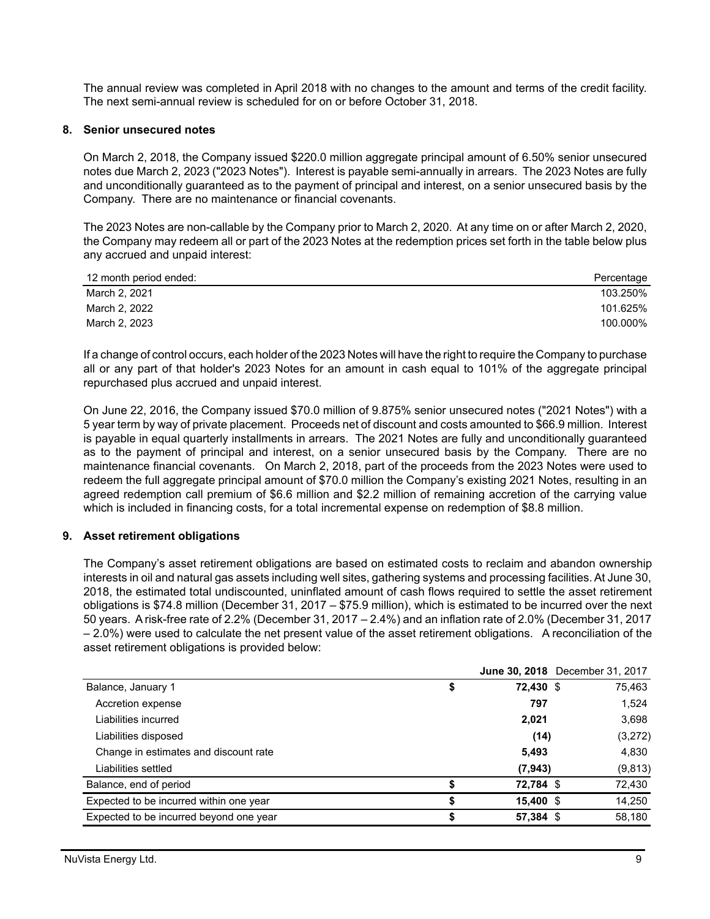The annual review was completed in April 2018 with no changes to the amount and terms of the credit facility. The next semi-annual review is scheduled for on or before October 31, 2018.

## 8. Senior unsecured notes

On March 2, 2018, the Company issued $220.0 million aggregate principal amount of 6.50% senior unsecured notes due March 2, 2023 ("2023 Notes"). Interest is payable semi-annually in arrears. The 2023 Notes are fully and unconditionally guaranteed as to the payment of principal and interest, on a senior unsecured basis by the Company. There are no maintenance or financial covenants.

The 2023 Notes are non-callable by the Company prior to March 2, 2020. At any time on or after March 2, 2020, the Company may redeem all or part of the 2023 Notes at the redemption prices set forth in the table below plus any accrued and unpaid interest:

| 12 month period ended: | Percentage |
|---|---|
| March 2, 2021 | 103.250% |
| March 2, 2022 | 101.625% |
| March 2, 2023 | 100.000% |

If a change of control occurs, each holder of the 2023 Notes will have the right to require the Company to purchase all or any part of that holder's 2023 Notes for an amount in cash equal to 101% of the aggregate principal repurchased plus accrued and unpaid interest.

On June 22, 2016, the Company issued $70.0 million of 9.875% senior unsecured notes ("2021 Notes") with a 5 year term by way of private placement. Proceeds net of discount and costs amounted to $66.9 million. Interest is payable in equal quarterly installments in arrears. The 2021 Notes are fully and unconditionally guaranteed as to the payment of principal and interest, on a senior unsecured basis by the Company. There are no maintenance financial covenants. On March 2, 2018, part of the proceeds from the 2023 Notes were used to redeem the full aggregate principal amount of $70.0 million the Company's existing 2021 Notes, resulting in an agreed redemption call premium of $6.6 million and $2.2 million of remaining accretion of the carrying value which is included in financing costs, for a total incremental expense on redemption of $8.8 million.

## 9. Asset retirement obligations

The Company's asset retirement obligations are based on estimated costs to reclaim and abandon ownership interests in oil and natural gas assets including well sites, gathering systems and processing facilities. At June 30, 2018, the estimated total undiscounted, uninflated amount of cash flows required to settle the asset retirement obligations is $74.8 million (December 31, 2017 – $75.9 million), which is estimated to be incurred over the next 50 years. A risk-free rate of 2.2% (December 31, 2017 – 2.4%) and an inflation rate of 2.0% (December 31, 2017 – 2.0%) were used to calculate the net present value of the asset retirement obligations. A reconciliation of the asset retirement obligations is provided below:

| | **June 30, 2018** | December 31, 2017 |
|---|---|---|
| Balance, January 1 | **$ 72,430** | $ 75,463 |
| Accretion expense | **797** | 1,524 |
| Liabilities incurred | **2,021** | 3,698 |
| Liabilities disposed | **(14)** | (3,272) |
| Change in estimates and discount rate | **5,493** | 4,830 |
| Liabilities settled | **(7,943)** | (9,813) |
| Balance, end of period | **$ 72,784** | $ 72,430 |
| Expected to be incurred within one year | **$ 15,400** | $ 14,250 |
| Expected to be incurred beyond one year | **$ 57,384** | $ 58,180 |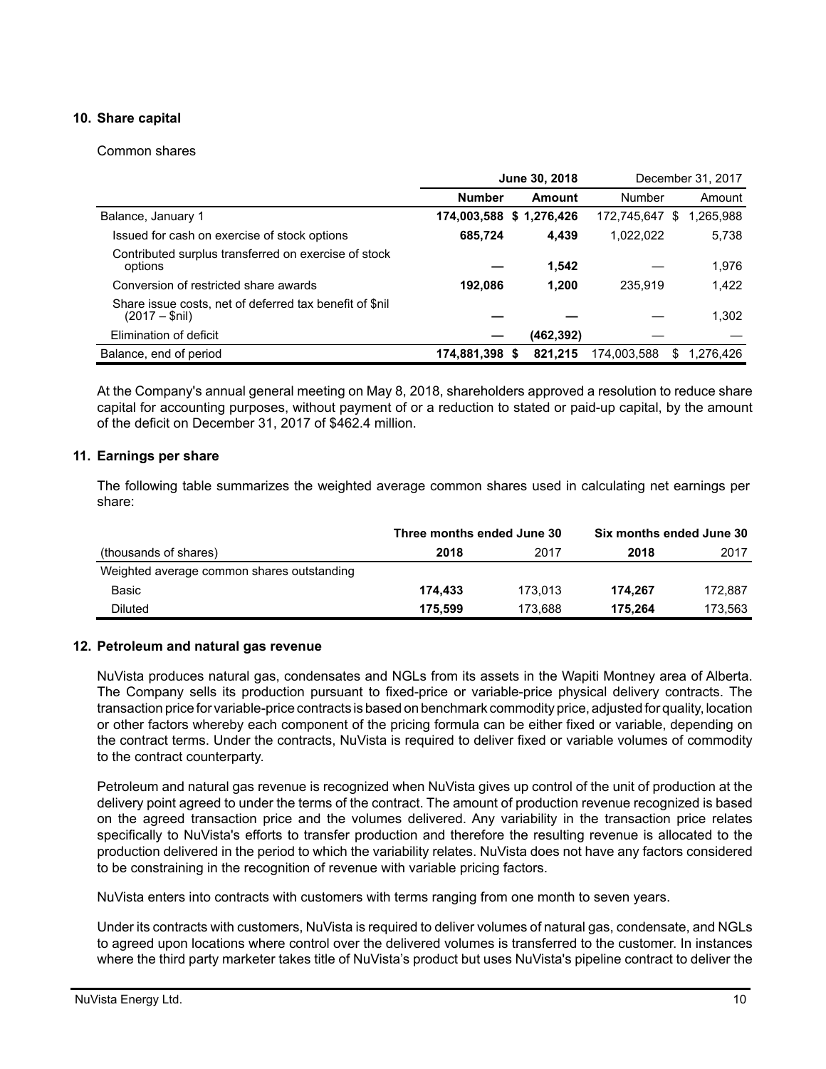## 10. Share capital

Common shares

| | June 30, 2018 | | December 31, 2017 | |
|---|---|---|---|---|
| | **Number** | **Amount** | Number | Amount |
| Balance, January 1 | **174,003,588** | **$ 1,276,426** | 172,745,647 | $ 1,265,988 |
| Issued for cash on exercise of stock options | **685,724** | **4,439** | 1,022,022 | 5,738 |
| Contributed surplus transferred on exercise of stock options | **—** | **1,542** | — | 1,976 |
| Conversion of restricted share awards | **192,086** | **1,200** | 235,919 | 1,422 |
| Share issue costs, net of deferred tax benefit of $nil (2017 – $nil) | **—** | **—** | — | 1,302 |
| Elimination of deficit | **—** | **(462,392)** | — | — |
| Balance, end of period | **174,881,398** | **$ 821,215** | 174,003,588 | $ 1,276,426 |

At the Company's annual general meeting on May 8, 2018, shareholders approved a resolution to reduce share capital for accounting purposes, without payment of or a reduction to stated or paid-up capital, by the amount of the deficit on December 31, 2017 of $462.4 million.

## 11. Earnings per share

The following table summarizes the weighted average common shares used in calculating net earnings per share:

| | Three months ended June 30 | | Six months ended June 30 | |
|---|---|---|---|---|
| (thousands of shares) | **2018** | 2017 | **2018** | 2017 |
| Weighted average common shares outstanding | | | | |
| Basic | **174,433** | 173,013 | **174,267** | 172,887 |
| Diluted | **175,599** | 173,688 | **175,264** | 173,563 |

## 12. Petroleum and natural gas revenue

NuVista produces natural gas, condensates and NGLs from its assets in the Wapiti Montney area of Alberta. The Company sells its production pursuant to fixed-price or variable-price physical delivery contracts. The transaction price for variable-price contracts is based on benchmark commodity price, adjusted for quality, location or other factors whereby each component of the pricing formula can be either fixed or variable, depending on the contract terms. Under the contracts, NuVista is required to deliver fixed or variable volumes of commodity to the contract counterparty.

Petroleum and natural gas revenue is recognized when NuVista gives up control of the unit of production at the delivery point agreed to under the terms of the contract. The amount of production revenue recognized is based on the agreed transaction price and the volumes delivered. Any variability in the transaction price relates specifically to NuVista's efforts to transfer production and therefore the resulting revenue is allocated to the production delivered in the period to which the variability relates. NuVista does not have any factors considered to be constraining in the recognition of revenue with variable pricing factors.

NuVista enters into contracts with customers with terms ranging from one month to seven years.

Under its contracts with customers, NuVista is required to deliver volumes of natural gas, condensate, and NGLs to agreed upon locations where control over the delivered volumes is transferred to the customer. In instances where the third party marketer takes title of NuVista's product but uses NuVista's pipeline contract to deliver the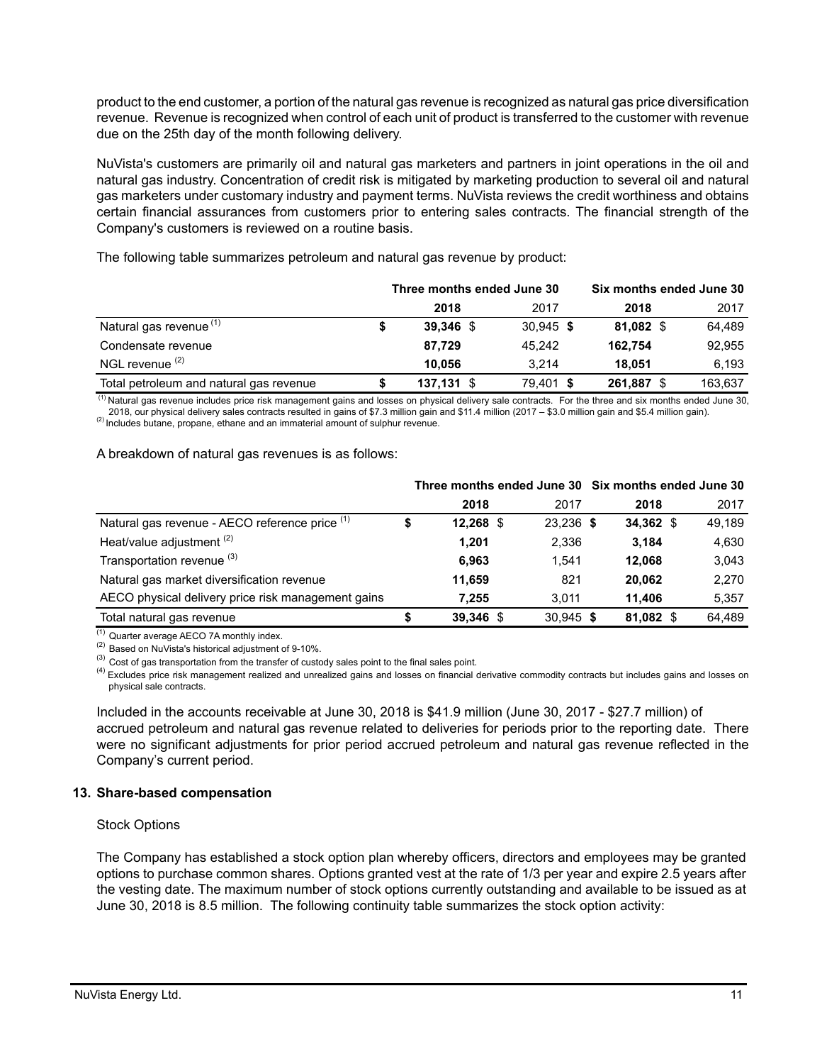product to the end customer, a portion of the natural gas revenue is recognized as natural gas price diversification revenue. Revenue is recognized when control of each unit of product is transferred to the customer with revenue due on the 25th day of the month following delivery.

NuVista's customers are primarily oil and natural gas marketers and partners in joint operations in the oil and natural gas industry. Concentration of credit risk is mitigated by marketing production to several oil and natural gas marketers under customary industry and payment terms. NuVista reviews the credit worthiness and obtains certain financial assurances from customers prior to entering sales contracts. The financial strength of the Company's customers is reviewed on a routine basis.

The following table summarizes petroleum and natural gas revenue by product:

| | Three months ended June 30 | | Six months ended June 30 | |
|---|---|---|---|---|
| | **2018** | 2017 | **2018** | 2017 |
| Natural gas revenue [(1)] | **$ 39,346** | $ 30,945 | **$ 81,082** | $ 64,489 |
| Condensate revenue | **87,729** | 45,242 | **162,754** | 92,955 |
| NGL revenue [(2)] | **10,056** | 3,214 | **18,051** | 6,193 |
| Total petroleum and natural gas revenue | **$ 137,131** | $ 79,401 | **$ 261,887** | $ 163,637 |

[(1)] Natural gas revenue includes price risk management gains and losses on physical delivery sale contracts. For the three and six months ended June 30, 2018, our physical delivery sales contracts resulted in gains of $7.3 million gain and $11.4 million (2017 – $3.0 million gain and $5.4 million gain).
[(2)] Includes butane, propane, ethane and an immaterial amount of sulphur revenue.

A breakdown of natural gas revenues is as follows:

| | Three months ended June 30 | | Six months ended June 30 | |
|---|---|---|---|---|
| | **2018** | 2017 | **2018** | 2017 |
| Natural gas revenue - AECO reference price [(1)] | **$ 12,268** | $ 23,236 | **$ 34,362** | $ 49,189 |
| Heat/value adjustment [(2)] | **1,201** | 2,336 | **3,184** | 4,630 |
| Transportation revenue [(3)] | **6,963** | 1,541 | **12,068** | 3,043 |
| Natural gas market diversification revenue | **11,659** | 821 | **20,062** | 2,270 |
| AECO physical delivery price risk management gains | **7,255** | 3,011 | **11,406** | 5,357 |
| Total natural gas revenue | **$ 39,346** | $ 30,945 | **$ 81,082** | $ 64,489 |

[(1)] Quarter average AECO 7A monthly index.
[(2)] Based on NuVista's historical adjustment of 9-10%.
[(3)] Cost of gas transportation from the transfer of custody sales point to the final sales point.
[(4)] Excludes price risk management realized and unrealized gains and losses on financial derivative commodity contracts but includes gains and losses on physical sale contracts.

Included in the accounts receivable at June 30, 2018 is $41.9 million (June 30, 2017 - $27.7 million) of accrued petroleum and natural gas revenue related to deliveries for periods prior to the reporting date. There were no significant adjustments for prior period accrued petroleum and natural gas revenue reflected in the Company's current period.

## 13. Share-based compensation

Stock Options

The Company has established a stock option plan whereby officers, directors and employees may be granted options to purchase common shares. Options granted vest at the rate of 1/3 per year and expire 2.5 years after the vesting date. The maximum number of stock options currently outstanding and available to be issued as at June 30, 2018 is 8.5 million. The following continuity table summarizes the stock option activity: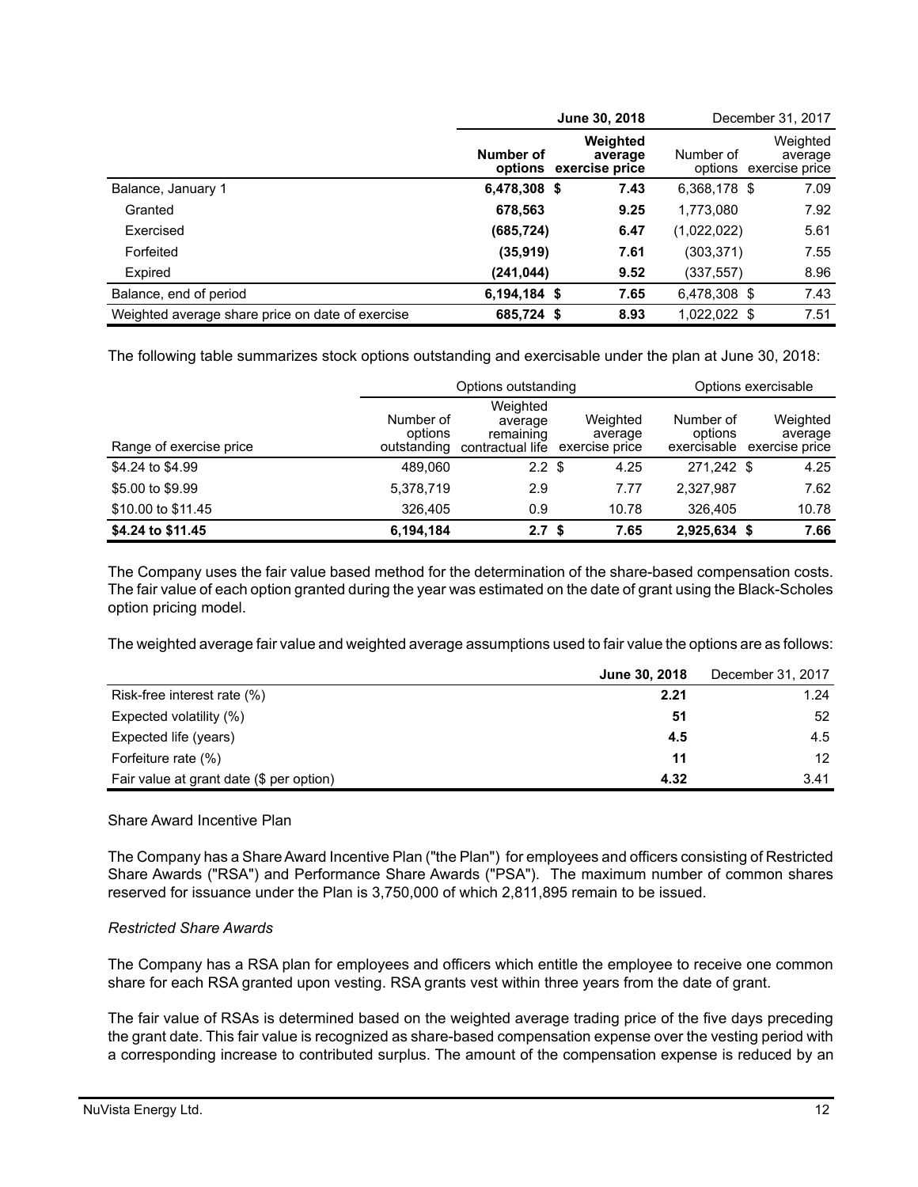| | June 30, 2018 | | December 31, 2017 | |
|---|---|---|---|---|
| | **Number of options** | **Weighted average exercise price** | Number of options | Weighted average exercise price |
| Balance, January 1 | **6,478,308** | **$ 7.43** | 6,368,178 | $ 7.09 |
| Granted | **678,563** | **9.25** | 1,773,080 | 7.92 |
| Exercised | **(685,724)** | **6.47** | (1,022,022) | 5.61 |
| Forfeited | **(35,919)** | **7.61** | (303,371) | 7.55 |
| Expired | **(241,044)** | **9.52** | (337,557) | 8.96 |
| Balance, end of period | **6,194,184** | **$ 7.65** | 6,478,308 | $ 7.43 |
| Weighted average share price on date of exercise | **685,724** | **$ 8.93** | 1,022,022 | $ 7.51 |

The following table summarizes stock options outstanding and exercisable under the plan at June 30, 2018:

| | Options outstanding | | | Options exercisable | |
|---|---|---|---|---|---|
| Range of exercise price | Number of options outstanding | Weighted average remaining contractual life | Weighted average exercise price | Number of options exercisable | Weighted average exercise price |
| $4.24 to $4.99 | 489,060 | 2.2 | $ 4.25 | 271,242 | $ 4.25 |
| $5.00 to $9.99 | 5,378,719 | 2.9 | 7.77 | 2,327,987 | 7.62 |
| $10.00 to $11.45 | 326,405 | 0.9 | 10.78 | 326,405 | 10.78 |
| **$4.24 to $11.45** | **6,194,184** | **2.7** | **$ 7.65** | **2,925,634** | **$ 7.66** |

The Company uses the fair value based method for the determination of the share-based compensation costs. The fair value of each option granted during the year was estimated on the date of grant using the Black-Scholes option pricing model.

The weighted average fair value and weighted average assumptions used to fair value the options are as follows:

| | June 30, 2018 | December 31, 2017 |
|---|---|---|
| Risk-free interest rate (%) | **2.21** | 1.24 |
| Expected volatility (%) | **51** | 52 |
| Expected life (years) | **4.5** | 4.5 |
| Forfeiture rate (%) | **11** | 12 |
| Fair value at grant date ($ per option) | **4.32** | 3.41 |

Share Award Incentive Plan

The Company has a Share Award Incentive Plan ("the Plan") for employees and officers consisting of Restricted Share Awards ("RSA") and Performance Share Awards ("PSA"). The maximum number of common shares reserved for issuance under the Plan is 3,750,000 of which 2,811,895 remain to be issued.

*Restricted Share Awards*

The Company has a RSA plan for employees and officers which entitle the employee to receive one common share for each RSA granted upon vesting. RSA grants vest within three years from the date of grant.

The fair value of RSAs is determined based on the weighted average trading price of the five days preceding the grant date. This fair value is recognized as share-based compensation expense over the vesting period with a corresponding increase to contributed surplus. The amount of the compensation expense is reduced by an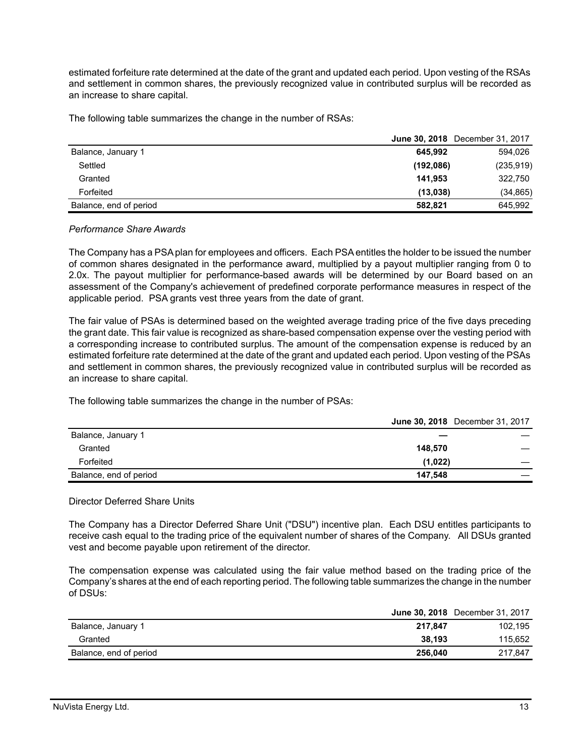estimated forfeiture rate determined at the date of the grant and updated each period. Upon vesting of the RSAs and settlement in common shares, the previously recognized value in contributed surplus will be recorded as an increase to share capital.

The following table summarizes the change in the number of RSAs:

| | **June 30, 2018** | December 31, 2017 |
|---|---|---|
| Balance, January 1 | **645,992** | 594,026 |
| Settled | **(192,086)** | (235,919) |
| Granted | **141,953** | 322,750 |
| Forfeited | **(13,038)** | (34,865) |
| Balance, end of period | **582,821** | 645,992 |

*Performance Share Awards*

The Company has a PSA plan for employees and officers. Each PSA entitles the holder to be issued the number of common shares designated in the performance award, multiplied by a payout multiplier ranging from 0 to 2.0x. The payout multiplier for performance-based awards will be determined by our Board based on an assessment of the Company's achievement of predefined corporate performance measures in respect of the applicable period. PSA grants vest three years from the date of grant.

The fair value of PSAs is determined based on the weighted average trading price of the five days preceding the grant date. This fair value is recognized as share-based compensation expense over the vesting period with a corresponding increase to contributed surplus. The amount of the compensation expense is reduced by an estimated forfeiture rate determined at the date of the grant and updated each period. Upon vesting of the PSAs and settlement in common shares, the previously recognized value in contributed surplus will be recorded as an increase to share capital.

The following table summarizes the change in the number of PSAs:

| | **June 30, 2018** | December 31, 2017 |
|---|---|---|
| Balance, January 1 | **—** | — |
| Granted | **148,570** | — |
| Forfeited | **(1,022)** | — |
| Balance, end of period | **147,548** | — |

Director Deferred Share Units

The Company has a Director Deferred Share Unit ("DSU") incentive plan. Each DSU entitles participants to receive cash equal to the trading price of the equivalent number of shares of the Company. All DSUs granted vest and become payable upon retirement of the director.

The compensation expense was calculated using the fair value method based on the trading price of the Company's shares at the end of each reporting period. The following table summarizes the change in the number of DSUs:

| | **June 30, 2018** | December 31, 2017 |
|---|---|---|
| Balance, January 1 | **217,847** | 102,195 |
| Granted | **38,193** | 115,652 |
| Balance, end of period | **256,040** | 217,847 |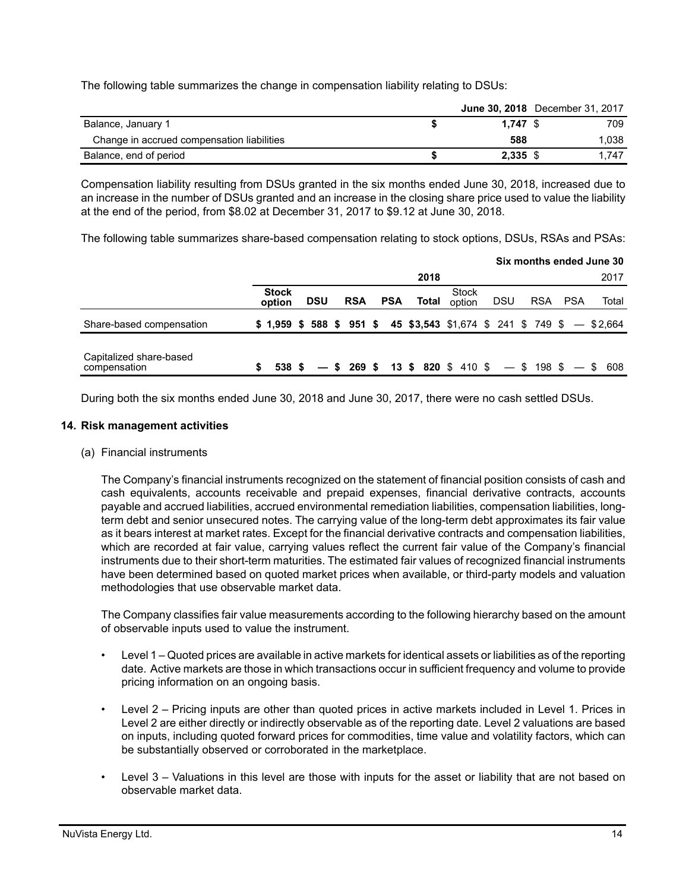The following table summarizes the change in compensation liability relating to DSUs:

| | June 30, 2018 | December 31, 2017 |
|---|---|---|
| Balance, January 1 | $ 1,747 | $ 709 |
| Change in accrued compensation liabilities | 588 | 1,038 |
| Balance, end of period | $ 2,335 | $ 1,747 |

Compensation liability resulting from DSUs granted in the six months ended June 30, 2018, increased due to an increase in the number of DSUs granted and an increase in the closing share price used to value the liability at the end of the period, from $8.02 at December 31, 2017 to $9.12 at June 30, 2018.

The following table summarizes share-based compensation relating to stock options, DSUs, RSAs and PSAs:

| | Six months ended June 30 | | | | | | | | | |
|---|---|---|---|---|---|---|---|---|---|---|
| | 2018 | | | | | 2017 | | | | |
| | Stock option | DSU | RSA | PSA | Total | Stock option | DSU | RSA | PSA | Total |
| Share-based compensation | $ 1,959 | $ 588 | $ 951 | $ 45 | $3,543 | $1,674 | $ 241 | $ 749 | $ — | $2,664 |
| Capitalized share-based compensation | $ 538 | $ — | $ 269 | $ 13 | $ 820 | $ 410 | $ — | $ 198 | $ — | $ 608 |

During both the six months ended June 30, 2018 and June 30, 2017, there were no cash settled DSUs.

## 14. Risk management activities

(a) Financial instruments

The Company's financial instruments recognized on the statement of financial position consists of cash and cash equivalents, accounts receivable and prepaid expenses, financial derivative contracts, accounts payable and accrued liabilities, accrued environmental remediation liabilities, compensation liabilities, long-term debt and senior unsecured notes. The carrying value of the long-term debt approximates its fair value as it bears interest at market rates. Except for the financial derivative contracts and compensation liabilities, which are recorded at fair value, carrying values reflect the current fair value of the Company's financial instruments due to their short-term maturities. The estimated fair values of recognized financial instruments have been determined based on quoted market prices when available, or third-party models and valuation methodologies that use observable market data.

The Company classifies fair value measurements according to the following hierarchy based on the amount of observable inputs used to value the instrument.

- Level 1 – Quoted prices are available in active markets for identical assets or liabilities as of the reporting date. Active markets are those in which transactions occur in sufficient frequency and volume to provide pricing information on an ongoing basis.
- Level 2 – Pricing inputs are other than quoted prices in active markets included in Level 1. Prices in Level 2 are either directly or indirectly observable as of the reporting date. Level 2 valuations are based on inputs, including quoted forward prices for commodities, time value and volatility factors, which can be substantially observed or corroborated in the marketplace.
- Level 3 – Valuations in this level are those with inputs for the asset or liability that are not based on observable market data.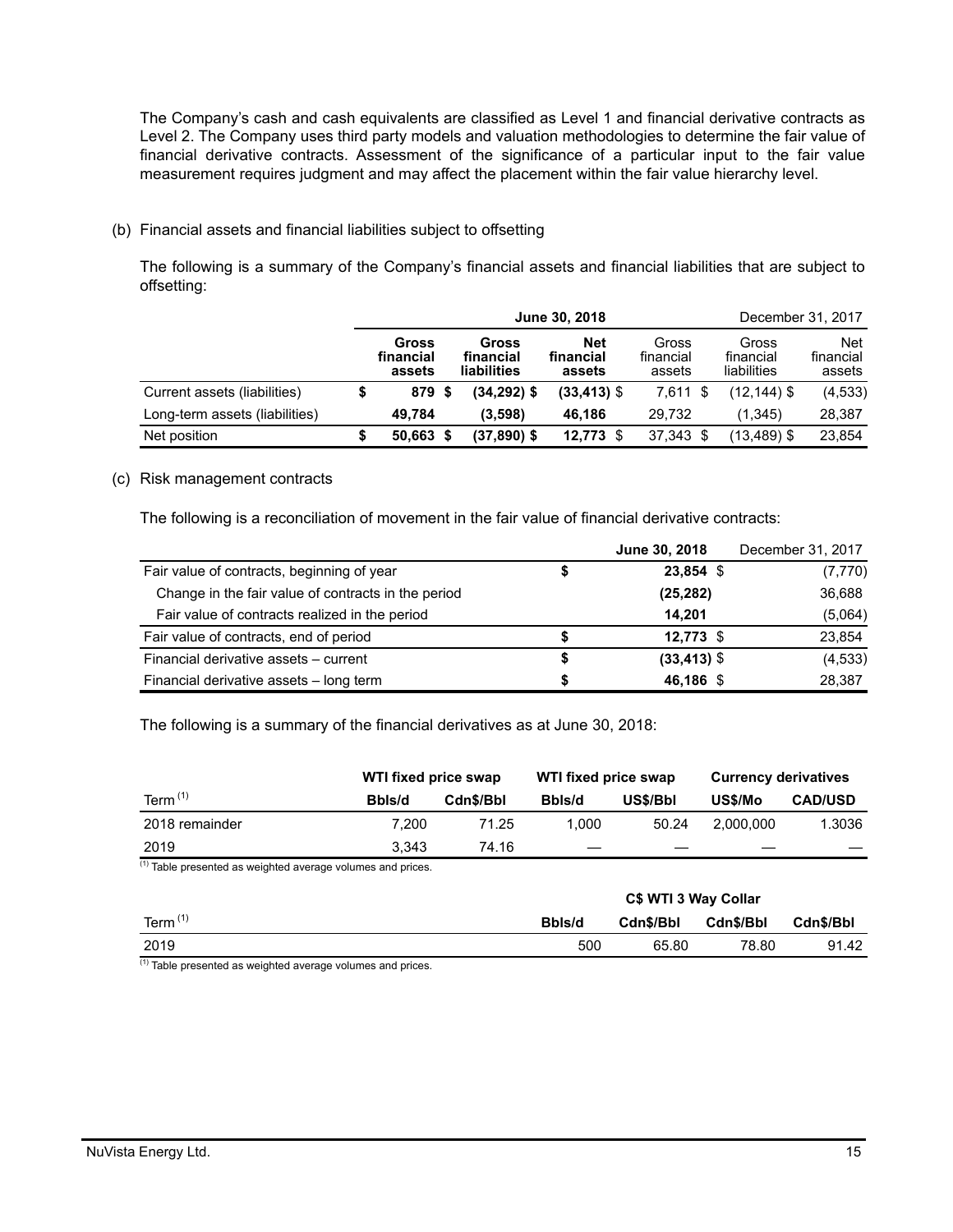The Company's cash and cash equivalents are classified as Level 1 and financial derivative contracts as Level 2. The Company uses third party models and valuation methodologies to determine the fair value of financial derivative contracts. Assessment of the significance of a particular input to the fair value measurement requires judgment and may affect the placement within the fair value hierarchy level.

(b) Financial assets and financial liabilities subject to offsetting

The following is a summary of the Company's financial assets and financial liabilities that are subject to offsetting:

| | **June 30, 2018** | | | December 31, 2017 | | |
|---|---|---|---|---|---|---|
| | **Gross financial assets** | **Gross financial liabilities** | **Net financial assets** | Gross financial assets | Gross financial liabilities | Net financial assets |
| Current assets (liabilities) | $ **879** | $ **(34,292)** | $ **(33,413)** | $ 7,611 | $ (12,144) | $ (4,533) |
| Long-term assets (liabilities) | **49,784** | **(3,598)** | **46,186** | 29,732 | (1,345) | 28,387 |
| Net position | $ **50,663** | $ **(37,890)** | $ **12,773** | $ 37,343 | $ (13,489) | $ 23,854 |

(c) Risk management contracts

The following is a reconciliation of movement in the fair value of financial derivative contracts:

| | **June 30, 2018** | December 31, 2017 |
|---|---|---|
| Fair value of contracts, beginning of year | $ **23,854** | $ (7,770) |
| Change in the fair value of contracts in the period | **(25,282)** | 36,688 |
| Fair value of contracts realized in the period | **14,201** | (5,064) |
| Fair value of contracts, end of period | $ **12,773** | $ 23,854 |
| Financial derivative assets – current | $ **(33,413)** | $ (4,533) |
| Financial derivative assets – long term | $ **46,186** | $ 28,387 |

The following is a summary of the financial derivatives as at June 30, 2018:

| | **WTI fixed price swap** | | **WTI fixed price swap** | | **Currency derivatives** | |
|---|---|---|---|---|---|---|
| Term [(1)] | **Bbls/d** | **Cdn$/Bbl** | **Bbls/d** | **US$/Bbl** | **US$/Mo** | **CAD/USD** |
| 2018 remainder | 7,200 | 71.25 | 1,000 | 50.24 | 2,000,000 | 1.3036 |
| 2019 | 3,343 | 74.16 | — | — | — | — |

[(1)] Table presented as weighted average volumes and prices.

| | **C$ WTI 3 Way Collar** | | | |
|---|---|---|---|---|
| Term [(1)] | **Bbls/d** | **Cdn$/Bbl** | **Cdn$/Bbl** | **Cdn$/Bbl** |
| 2019 | 500 | 65.80 | 78.80 | 91.42 |

[(1)] Table presented as weighted average volumes and prices.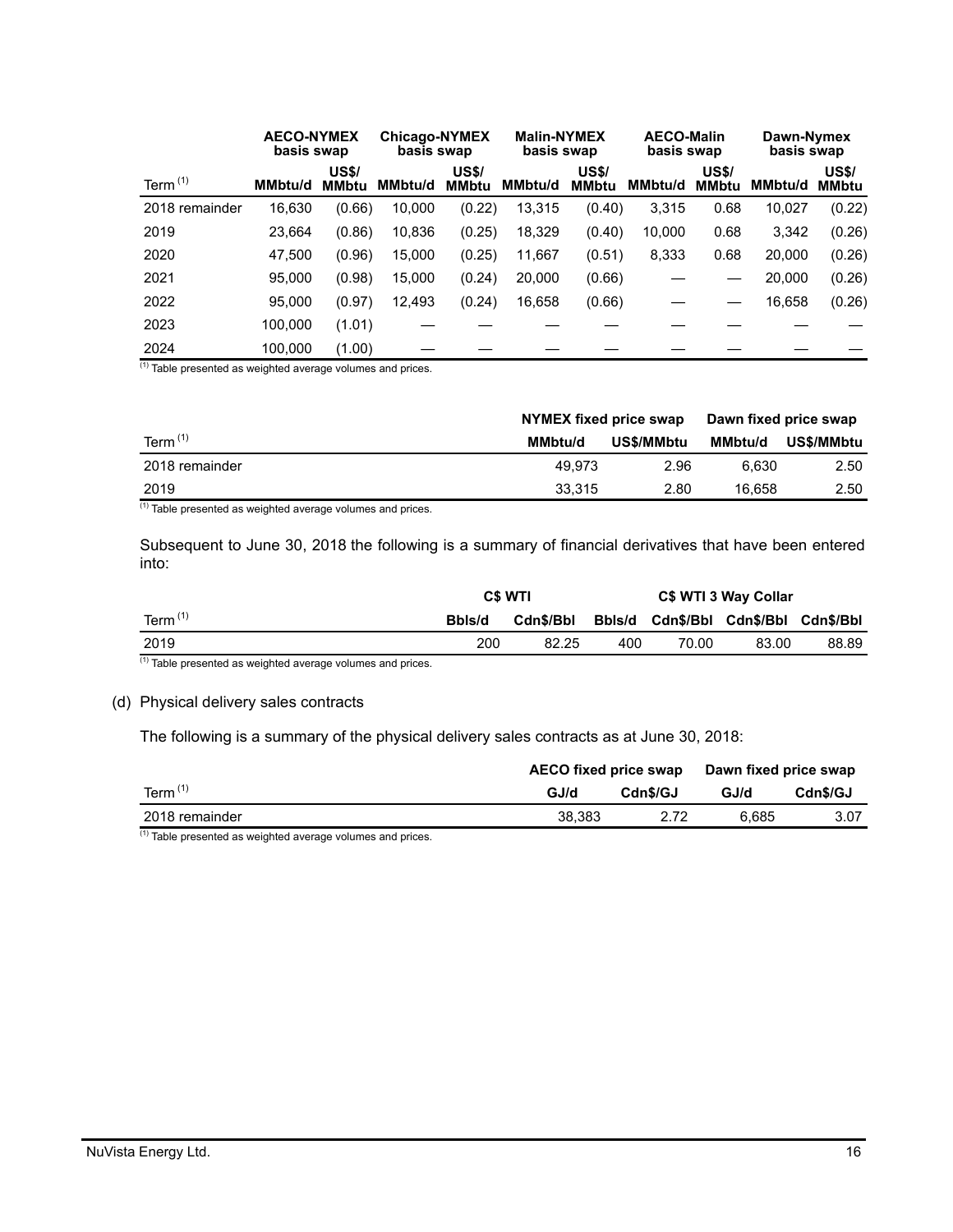| Term [1] | AECO-NYMEX basis swap | | Chicago-NYMEX basis swap | | Malin-NYMEX basis swap | | AECO-Malin basis swap | | Dawn-Nymex basis swap | |
|---|---|---|---|---|---|---|---|---|---|---|
| | MMbtu/d | US$/ MMbtu | MMbtu/d | US$/ MMbtu | MMbtu/d | US$/ MMbtu | MMbtu/d | US$/ MMbtu | MMbtu/d | US$/ MMbtu |
| 2018 remainder | 16,630 | (0.66) | 10,000 | (0.22) | 13,315 | (0.40) | 3,315 | 0.68 | 10,027 | (0.22) |
| 2019 | 23,664 | (0.86) | 10,836 | (0.25) | 18,329 | (0.40) | 10,000 | 0.68 | 3,342 | (0.26) |
| 2020 | 47,500 | (0.96) | 15,000 | (0.25) | 11,667 | (0.51) | 8,333 | 0.68 | 20,000 | (0.26) |
| 2021 | 95,000 | (0.98) | 15,000 | (0.24) | 20,000 | (0.66) | — | — | 20,000 | (0.26) |
| 2022 | 95,000 | (0.97) | 12,493 | (0.24) | 16,658 | (0.66) | — | — | 16,658 | (0.26) |
| 2023 | 100,000 | (1.01) | — | — | — | — | — | — | — | — |
| 2024 | 100,000 | (1.00) | — | — | — | — | — | — | — | — |

[1] Table presented as weighted average volumes and prices.

| Term [1] | NYMEX fixed price swap | | Dawn fixed price swap | |
|---|---|---|---|---|
| | MMbtu/d | US$/MMbtu | MMbtu/d | US$/MMbtu |
| 2018 remainder | 49,973 | 2.96 | 6,630 | 2.50 |
| 2019 | 33,315 | 2.80 | 16,658 | 2.50 |

[1] Table presented as weighted average volumes and prices.

Subsequent to June 30, 2018 the following is a summary of financial derivatives that have been entered into:

| Term [1] | C$ WTI | | C$ WTI 3 Way Collar | | | |
|---|---|---|---|---|---|---|
| | Bbls/d | Cdn$/Bbl | Bbls/d | Cdn$/Bbl | Cdn$/Bbl | Cdn$/Bbl |
| 2019 | 200 | 82.25 | 400 | 70.00 | 83.00 | 88.89 |

[1] Table presented as weighted average volumes and prices.

(d) Physical delivery sales contracts

The following is a summary of the physical delivery sales contracts as at June 30, 2018:

| Term [1] | AECO fixed price swap | | Dawn fixed price swap | |
|---|---|---|---|---|
| | GJ/d | Cdn$/GJ | GJ/d | Cdn$/GJ |
| 2018 remainder | 38,383 | 2.72 | 6,685 | 3.07 |

[1] Table presented as weighted average volumes and prices.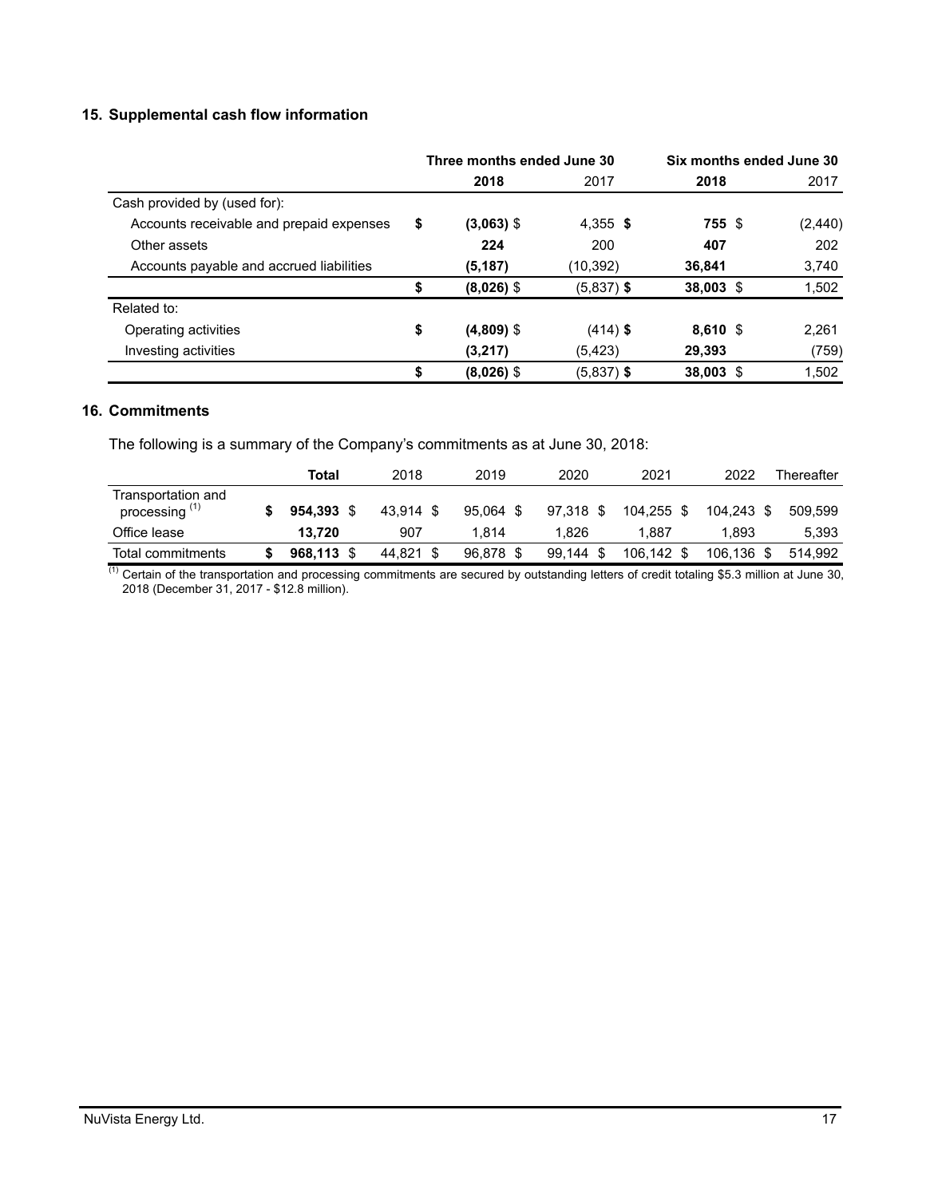## 15. Supplemental cash flow information

| | Three months ended June 30 | | Six months ended June 30 | |
|---|---|---|---|---|
| | **2018** | 2017 | **2018** | 2017 |
| Cash provided by (used for): | | | | |
| Accounts receivable and prepaid expenses | **$ (3,063)** | $ 4,355 | **$ 755** | $ (2,440) |
| Other assets | **224** | 200 | **407** | 202 |
| Accounts payable and accrued liabilities | **(5,187)** | (10,392) | **36,841** | 3,740 |
| | **$ (8,026)** | $ (5,837) | **$ 38,003** | $ 1,502 |
| Related to: | | | | |
| Operating activities | **$ (4,809)** | $ (414) | **$ 8,610** | $ 2,261 |
| Investing activities | **(3,217)** | (5,423) | **29,393** | (759) |
| | **$ (8,026)** | $ (5,837) | **$ 38,003** | $ 1,502 |

## 16. Commitments

The following is a summary of the Company's commitments as at June 30, 2018:

| | Total | 2018 | 2019 | 2020 | 2021 | 2022 | Thereafter |
|---|---|---|---|---|---|---|---|
| Transportation and processing [(1)] | **$ 954,393** | $ 43,914 | $ 95,064 | $ 97,318 | $ 104,255 | $ 104,243 | $ 509,599 |
| Office lease | **13,720** | 907 | 1,814 | 1,826 | 1,887 | 1,893 | 5,393 |
| Total commitments | **$ 968,113** | $ 44,821 | $ 96,878 | $ 99,144 | $ 106,142 | $ 106,136 | $ 514,992 |

[(1)] Certain of the transportation and processing commitments are secured by outstanding letters of credit totaling $5.3 million at June 30, 2018 (December 31, 2017 - $12.8 million).